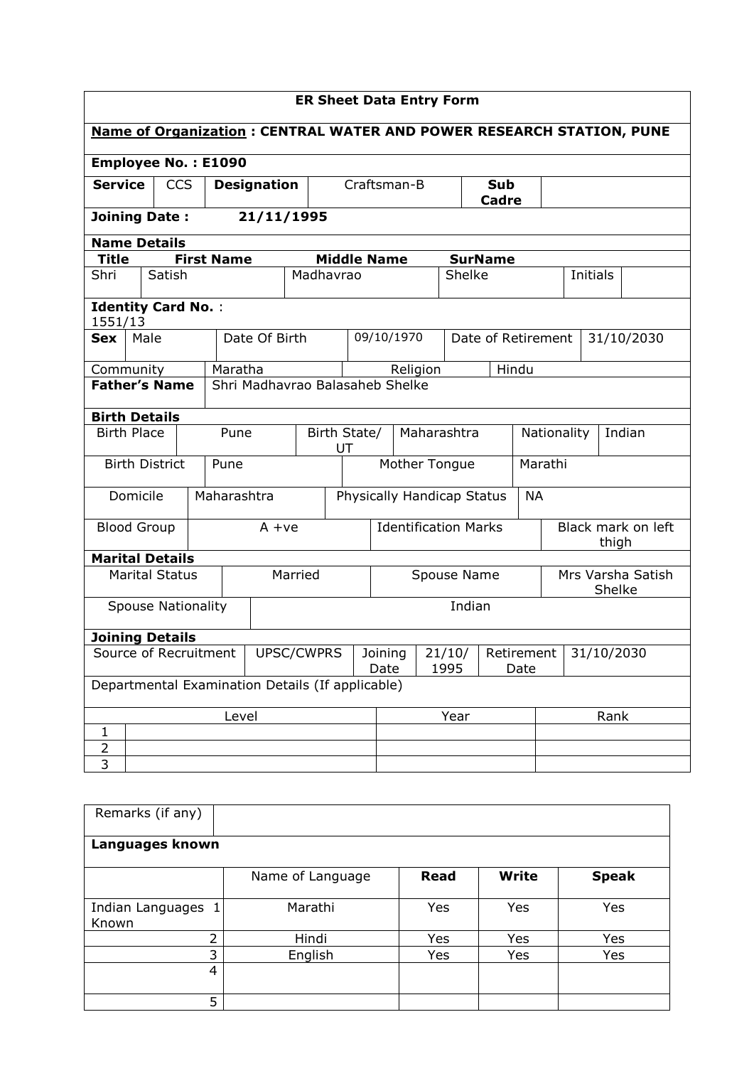## ER Sheet Data Entry Form

**Name of Organization : CENTRAL WATER AND POWER RESEARCH STATION, PUNE**

**Employee No. : E1090**

| **Service** | CCS | **Designation** | Craftsman-B | **Sub Cadre** | |
|---|---|---|---|---|---|

**Joining Date :** 21/11/1995

**Name Details**

| **Title** | **First Name** | **Middle Name** | **SurName** | | |
|---|---|---|---|---|---|
| Shri | Satish | Madhavrao | Shelke | Initials | |

**Identity Card No.** : 1551/13

| **Sex** | Male | Date Of Birth | 09/10/1970 | Date of Retirement | 31/10/2030 |
|---|---|---|---|---|---|

| Community | Maratha | Religion | Hindu |
|---|---|---|---|
| **Father's Name** | Shri Madhavrao Balasaheb Shelke | | |

**Birth Details**

| Birth Place | Pune | Birth State/ UT | Maharashtra | Nationality | Indian |
|---|---|---|---|---|---|
| Birth District | Pune | Mother Tongue | Marathi | | |
| Domicile | Maharashtra | Physically Handicap Status | NA | | |
| Blood Group | A +ve | Identification Marks | Black mark on left thigh | | |

**Marital Details**

| Marital Status | Married | Spouse Name | Mrs Varsha Satish Shelke |
|---|---|---|---|
| Spouse Nationality | Indian | | |

**Joining Details**

| Source of Recruitment | UPSC/CWPRS | Joining Date | 21/10/1995 | Retirement Date | 31/10/2030 |
|---|---|---|---|---|---|

Departmental Examination Details (If applicable)

| | Level | Year | Rank |
|---|---|---|---|
| 1 | | | |
| 2 | | | |
| 3 | | | |

| Remarks (if any) | |
|---|---|

**Languages known**

| | | Name of Language | **Read** | **Write** | **Speak** |
|---|---|---|---|---|---|
| Indian Languages Known | 1 | Marathi | Yes | Yes | Yes |
| | 2 | Hindi | Yes | Yes | Yes |
| | 3 | English | Yes | Yes | Yes |
| | 4 | | | | |
| | 5 | | | | |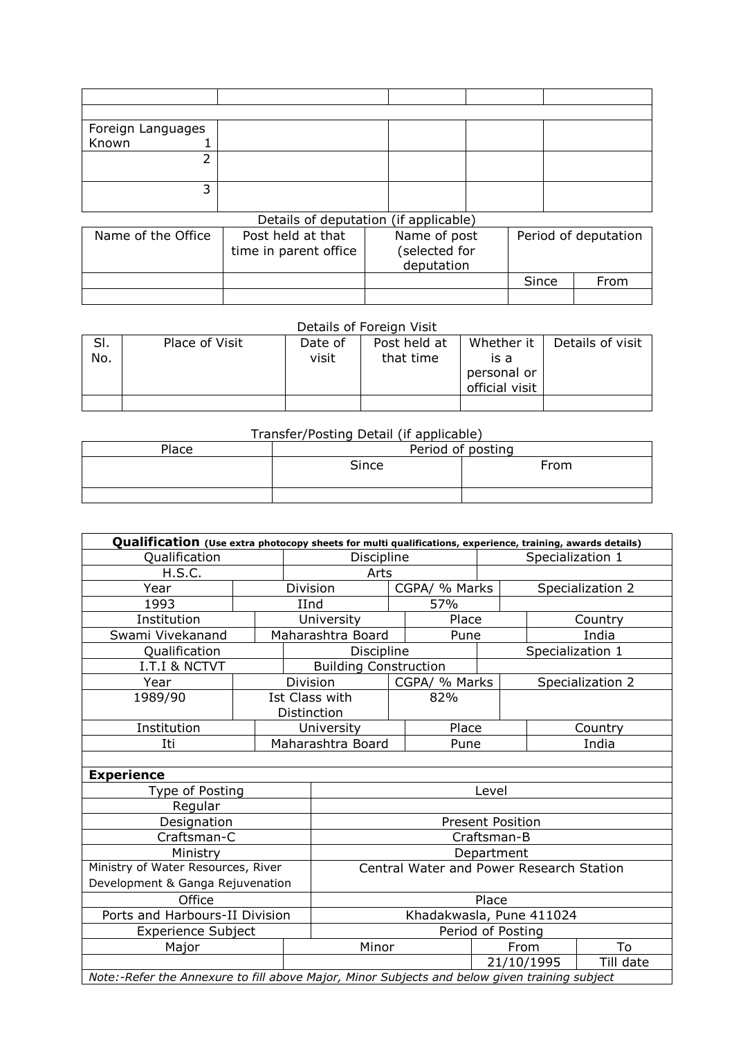| | | | | |
|---|---|---|---|---|
| | | | | |
| Foreign Languages Known 1 | | | | |
| 2 | | | | |
| 3 | | | | |

Details of deputation (if applicable)

| Name of the Office | Post held at that time in parent office | Name of post (selected for deputation | Period of deputation | |
|---|---|---|---|---|
| | | | Since | From |
| | | | | |

Details of Foreign Visit

| Sl. No. | Place of Visit | Date of visit | Post held at that time | Whether it is a personal or official visit | Details of visit |
|---|---|---|---|---|---|
| | | | | | |

Transfer/Posting Detail (if applicable)

| Place | Period of posting | |
|---|---|---|
| | Since | From |
| | | |

**Qualification** **(Use extra photocopy sheets for multi qualifications, experience, training, awards details)**

| Qualification | | Discipline | | Specialization 1 | |
|---|---|---|---|---|---|
| H.S.C. | | Arts | | | |
| Year | Division | | CGPA/ % Marks | Specialization 2 | |
| 1993 | IInd | | 57% | | |
| Institution | University | | Place | Country | |
| Swami Vivekanand | Maharashtra Board | | Pune | India | |
| Qualification | | Discipline | | Specialization 1 | |
| I.T.I & NCTVT | | Building Construction | | | |
| Year | Division | | CGPA/ % Marks | Specialization 2 | |
| 1989/90 | Ist Class with Distinction | | 82% | | |
| Institution | University | | Place | Country | |
| Iti | Maharashtra Board | | Pune | India | |

**Experience**

| Type of Posting | Level | | |
|---|---|---|---|
| Regular | | | |
| Designation | Present Position | | |
| Craftsman-C | Craftsman-B | | |
| Ministry | Department | | |
| Ministry of Water Resources, River Development & Ganga Rejuvenation | Central Water and Power Research Station | | |
| Office | Place | | |
| Ports and Harbours-II Division | Khadakwasla, Pune 411024 | | |
| Experience Subject | Period of Posting | | |
| Major | Minor | From | To |
| | | 21/10/1995 | Till date |

*Note:-Refer the Annexure to fill above Major, Minor Subjects and below given training subject*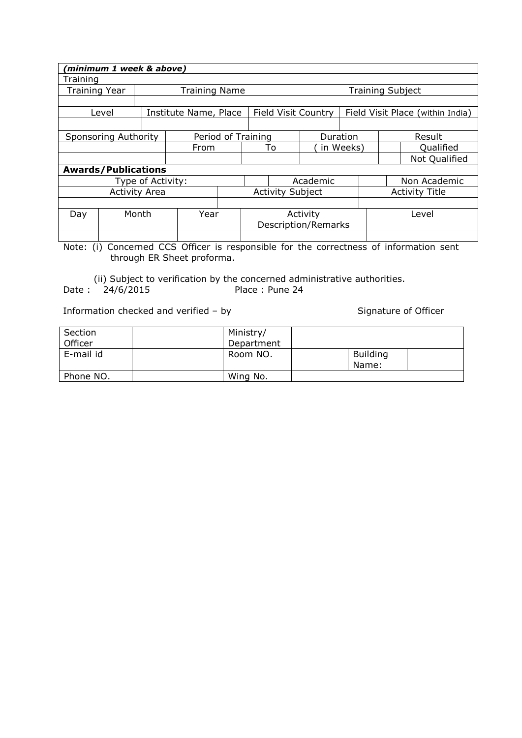***(minimum 1 week & above)***

Training

| Training Year | Training Name | Training Subject |
|---|---|---|
| | | |

| Level | Institute Name, Place | Field Visit Country | Field Visit Place (within India) |
|---|---|---|---|
| | | | |

| Sponsoring Authority | Period of Training | | Duration | Result | |
|---|---|---|---|---|---|
| | From | To | ( in Weeks) | | Qualified |
| | | | | | Not Qualified |

**Awards/Publications**

| Type of Activity: | | Academic | | Non Academic |
|---|---|---|---|---|

| Activity Area | Activity Subject | Activity Title |
|---|---|---|
| | | |

| Day | Month | Year | Activity Description/Remarks | Level |
|---|---|---|---|---|
| | | | | |

Note: (i) Concerned CCS Officer is responsible for the correctness of information sent through ER Sheet proforma.

(ii) Subject to verification by the concerned administrative authorities.

Date : 24/6/2015 Place : Pune 24

Information checked and verified – by Signature of Officer

| | | | | | |
|---|---|---|---|---|---|
| Section Officer | | Ministry/ Department | | | |
| E-mail id | | Room NO. | | Building Name: | |
| Phone NO. | | Wing No. | | | |